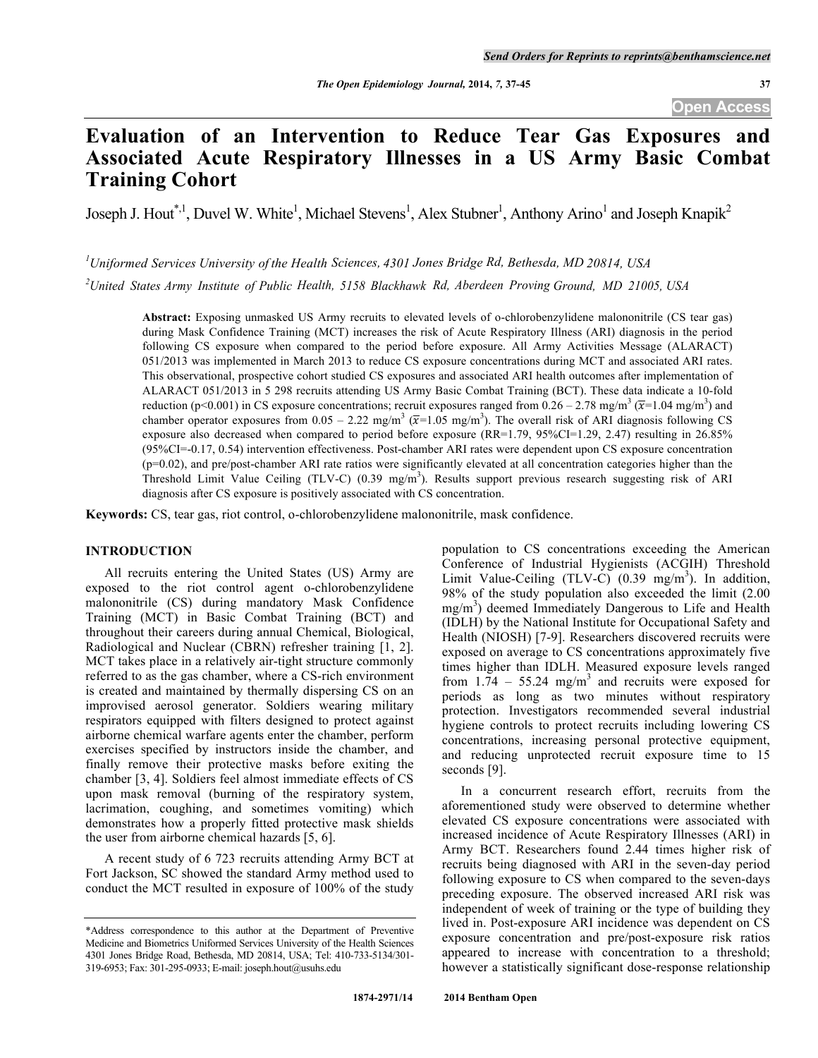# Evaluation of an Intervention to Reduce Tear Gas Exposures and Associated Acute Respiratory Illnesses in a US Army Basic Combat Training Cohort

Joseph J. Hout[*,1], Duvel W. White[1], Michael Stevens[1], Alex Stubner[1], Anthony Arino[1] and Joseph Knapik[2]

[1]Uniformed Services University of the Health Sciences, 4301 Jones Bridge Rd, Bethesda, MD 20814, USA

[2]United States Army Institute of Public Health, 5158 Blackhawk Rd, Aberdeen Proving Ground, MD 21005, USA

**Abstract:** Exposing unmasked US Army recruits to elevated levels of o-chlorobenzylidene malononitrile (CS tear gas) during Mask Confidence Training (MCT) increases the risk of Acute Respiratory Illness (ARI) diagnosis in the period following CS exposure when compared to the period before exposure. All Army Activities Message (ALARACT) 051/2013 was implemented in March 2013 to reduce CS exposure concentrations during MCT and associated ARI rates. This observational, prospective cohort studied CS exposures and associated ARI health outcomes after implementation of ALARACT 051/2013 in 5 298 recruits attending US Army Basic Combat Training (BCT). These data indicate a 10-fold reduction ($p<0.001$) in CS exposure concentrations; recruit exposures ranged from 0.26 – 2.78 mg/m$^3$ ($\bar{x}$=1.04 mg/m$^3$) and chamber operator exposures from 0.05 – 2.22 mg/m$^3$ ($\bar{x}$=1.05 mg/m$^3$). The overall risk of ARI diagnosis following CS exposure also decreased when compared to period before exposure (RR=1.79, 95%CI=1.29, 2.47) resulting in 26.85% (95%CI=-0.17, 0.54) intervention effectiveness. Post-chamber ARI rates were dependent upon CS exposure concentration ($p=0.02$), and pre/post-chamber ARI rate ratios were significantly elevated at all concentration categories higher than the Threshold Limit Value Ceiling (TLV-C) (0.39 mg/m$^3$). Results support previous research suggesting risk of ARI diagnosis after CS exposure is positively associated with CS concentration.

**Keywords:** CS, tear gas, riot control, o-chlorobenzylidene malononitrile, mask confidence.

## INTRODUCTION

All recruits entering the United States (US) Army are exposed to the riot control agent o-chlorobenzylidene malononitrile (CS) during mandatory Mask Confidence Training (MCT) in Basic Combat Training (BCT) and throughout their careers during annual Chemical, Biological, Radiological and Nuclear (CBRN) refresher training [1, 2]. MCT takes place in a relatively air-tight structure commonly referred to as the gas chamber, where a CS-rich environment is created and maintained by thermally dispersing CS on an improvised aerosol generator. Soldiers wearing military respirators equipped with filters designed to protect against airborne chemical warfare agents enter the chamber, perform exercises specified by instructors inside the chamber, and finally remove their protective masks before exiting the chamber [3, 4]. Soldiers feel almost immediate effects of CS upon mask removal (burning of the respiratory system, lacrimation, coughing, and sometimes vomiting) which demonstrates how a properly fitted protective mask shields the user from airborne chemical hazards [5, 6].

A recent study of 6 723 recruits attending Army BCT at Fort Jackson, SC showed the standard Army method used to conduct the MCT resulted in exposure of 100% of the study population to CS concentrations exceeding the American Conference of Industrial Hygienists (ACGIH) Threshold Limit Value-Ceiling (TLV-C) (0.39 mg/m$^3$). In addition, 98% of the study population also exceeded the limit (2.00 mg/m$^3$) deemed Immediately Dangerous to Life and Health (IDLH) by the National Institute for Occupational Safety and Health (NIOSH) [7-9]. Researchers discovered recruits were exposed on average to CS concentrations approximately five times higher than IDLH. Measured exposure levels ranged from 1.74 – 55.24 mg/m$^3$ and recruits were exposed for periods as long as two minutes without respiratory protection. Investigators recommended several industrial hygiene controls to protect recruits including lowering CS concentrations, increasing personal protective equipment, and reducing unprotected recruit exposure time to 15 seconds [9].

In a concurrent research effort, recruits from the aforementioned study were observed to determine whether elevated CS exposure concentrations were associated with increased incidence of Acute Respiratory Illnesses (ARI) in Army BCT. Researchers found 2.44 times higher risk of recruits being diagnosed with ARI in the seven-day period following exposure to CS when compared to the seven-days preceding exposure. The observed increased ARI risk was independent of week of training or the type of building they lived in. Post-exposure ARI incidence was dependent on CS exposure concentration and pre/post-exposure risk ratios appeared to increase with concentration to a threshold; however a statistically significant dose-response relationship

*Address correspondence to this author at the Department of Preventive Medicine and Biometrics Uniformed Services University of the Health Sciences 4301 Jones Bridge Road, Bethesda, MD 20814, USA; Tel: 410-733-5134/301-319-6953; Fax: 301-295-0933; E-mail: joseph.hout@usuhs.edu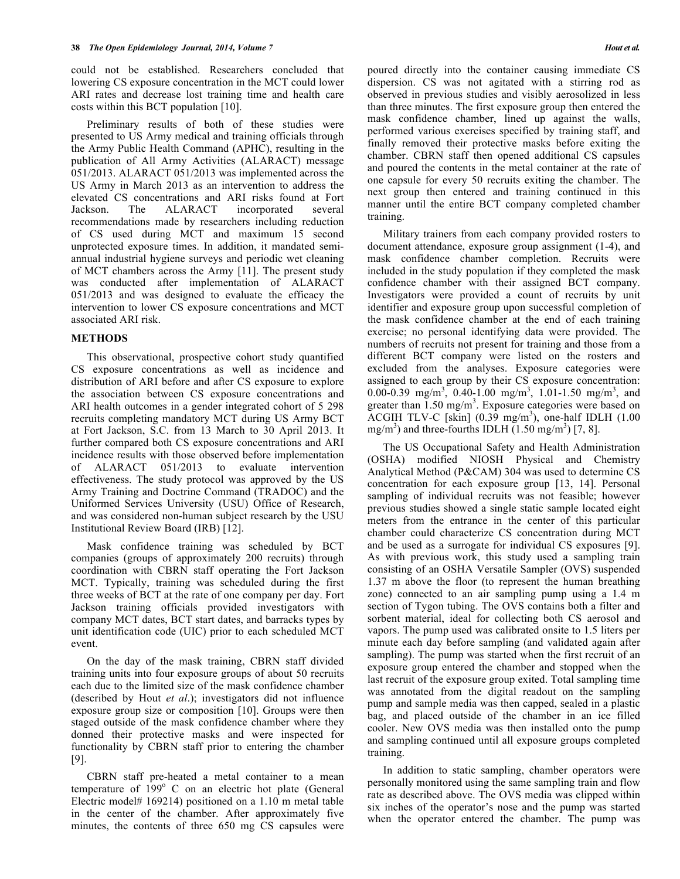could not be established. Researchers concluded that lowering CS exposure concentration in the MCT could lower ARI rates and decrease lost training time and health care costs within this BCT population [10].

Preliminary results of both of these studies were presented to US Army medical and training officials through the Army Public Health Command (APHC), resulting in the publication of All Army Activities (ALARACT) message 051/2013. ALARACT 051/2013 was implemented across the US Army in March 2013 as an intervention to address the elevated CS concentrations and ARI risks found at Fort Jackson. The ALARACT incorporated several recommendations made by researchers including reduction of CS used during MCT and maximum 15 second unprotected exposure times. In addition, it mandated semi-annual industrial hygiene surveys and periodic wet cleaning of MCT chambers across the Army [11]. The present study was conducted after implementation of ALARACT 051/2013 and was designed to evaluate the efficacy the intervention to lower CS exposure concentrations and MCT associated ARI risk.

## METHODS

This observational, prospective cohort study quantified CS exposure concentrations as well as incidence and distribution of ARI before and after CS exposure to explore the association between CS exposure concentrations and ARI health outcomes in a gender integrated cohort of 5 298 recruits completing mandatory MCT during US Army BCT at Fort Jackson, S.C. from 13 March to 30 April 2013. It further compared both CS exposure concentrations and ARI incidence results with those observed before implementation of ALARACT 051/2013 to evaluate intervention effectiveness. The study protocol was approved by the US Army Training and Doctrine Command (TRADOC) and the Uniformed Services University (USU) Office of Research, and was considered non-human subject research by the USU Institutional Review Board (IRB) [12].

Mask confidence training was scheduled by BCT companies (groups of approximately 200 recruits) through coordination with CBRN staff operating the Fort Jackson MCT. Typically, training was scheduled during the first three weeks of BCT at the rate of one company per day. Fort Jackson training officials provided investigators with company MCT dates, BCT start dates, and barracks types by unit identification code (UIC) prior to each scheduled MCT event.

On the day of the mask training, CBRN staff divided training units into four exposure groups of about 50 recruits each due to the limited size of the mask confidence chamber (described by Hout *et al*.); investigators did not influence exposure group size or composition [10]. Groups were then staged outside of the mask confidence chamber where they donned their protective masks and were inspected for functionality by CBRN staff prior to entering the chamber [9].

CBRN staff pre-heated a metal container to a mean temperature of 199$^{o}$ C on an electric hot plate (General Electric model# 169214) positioned on a 1.10 m metal table in the center of the chamber. After approximately five minutes, the contents of three 650 mg CS capsules were poured directly into the container causing immediate CS dispersion. CS was not agitated with a stirring rod as observed in previous studies and visibly aerosolized in less than three minutes. The first exposure group then entered the mask confidence chamber, lined up against the walls, performed various exercises specified by training staff, and finally removed their protective masks before exiting the chamber. CBRN staff then opened additional CS capsules and poured the contents in the metal container at the rate of one capsule for every 50 recruits exiting the chamber. The next group then entered and training continued in this manner until the entire BCT company completed chamber training.

Military trainers from each company provided rosters to document attendance, exposure group assignment (1-4), and mask confidence chamber completion. Recruits were included in the study population if they completed the mask confidence chamber with their assigned BCT company. Investigators were provided a count of recruits by unit identifier and exposure group upon successful completion of the mask confidence chamber at the end of each training exercise; no personal identifying data were provided. The numbers of recruits not present for training and those from a different BCT company were listed on the rosters and excluded from the analyses. Exposure categories were assigned to each group by their CS exposure concentration: 0.00-0.39 mg/m$^3$, 0.40-1.00 mg/m$^3$, 1.01-1.50 mg/m$^3$, and greater than 1.50 mg/m$^3$. Exposure categories were based on ACGIH TLV-C [skin] (0.39 mg/m$^3$), one-half IDLH (1.00 mg/m$^3$) and three-fourths IDLH (1.50 mg/m$^3$) [7, 8].

The US Occupational Safety and Health Administration (OSHA) modified NIOSH Physical and Chemistry Analytical Method (P&CAM) 304 was used to determine CS concentration for each exposure group [13, 14]. Personal sampling of individual recruits was not feasible; however previous studies showed a single static sample located eight meters from the entrance in the center of this particular chamber could characterize CS concentration during MCT and be used as a surrogate for individual CS exposures [9]. As with previous work, this study used a sampling train consisting of an OSHA Versatile Sampler (OVS) suspended 1.37 m above the floor (to represent the human breathing zone) connected to an air sampling pump using a 1.4 m section of Tygon tubing. The OVS contains both a filter and sorbent material, ideal for collecting both CS aerosol and vapors. The pump used was calibrated onsite to 1.5 liters per minute each day before sampling (and validated again after sampling). The pump was started when the first recruit of an exposure group entered the chamber and stopped when the last recruit of the exposure group exited. Total sampling time was annotated from the digital readout on the sampling pump and sample media was then capped, sealed in a plastic bag, and placed outside of the chamber in an ice filled cooler. New OVS media was then installed onto the pump and sampling continued until all exposure groups completed training.

In addition to static sampling, chamber operators were personally monitored using the same sampling train and flow rate as described above. The OVS media was clipped within six inches of the operator's nose and the pump was started when the operator entered the chamber. The pump was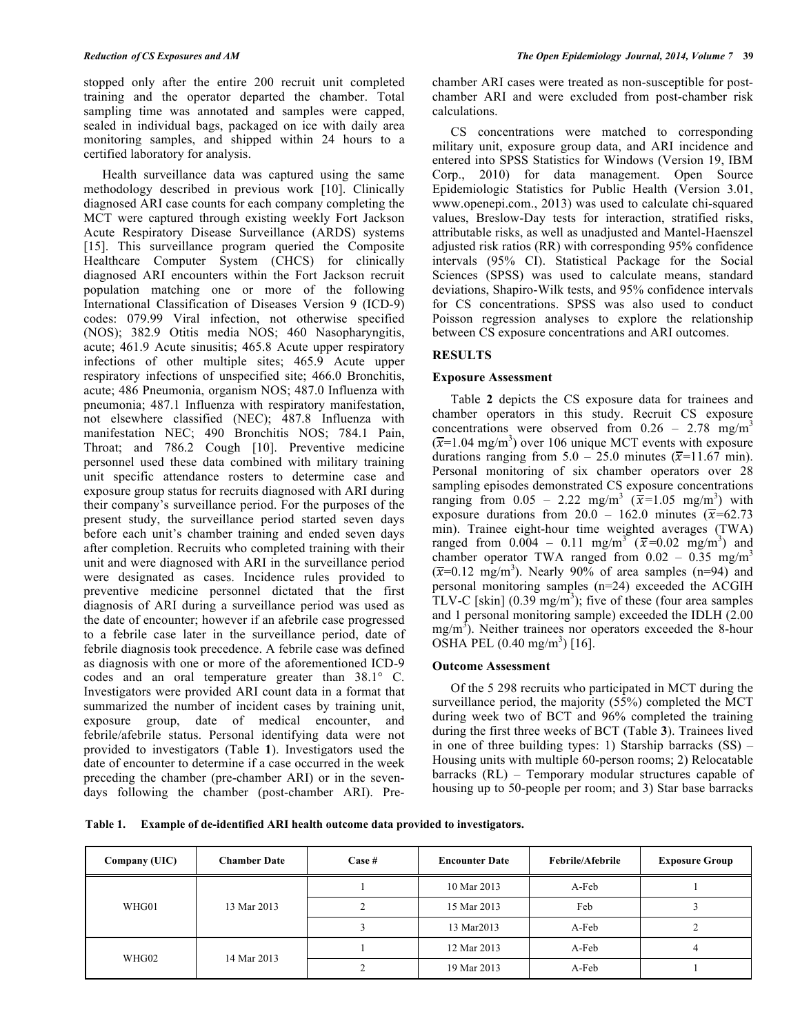stopped only after the entire 200 recruit unit completed training and the operator departed the chamber. Total sampling time was annotated and samples were capped, sealed in individual bags, packaged on ice with daily area monitoring samples, and shipped within 24 hours to a certified laboratory for analysis.

Health surveillance data was captured using the same methodology described in previous work [10]. Clinically diagnosed ARI case counts for each company completing the MCT were captured through existing weekly Fort Jackson Acute Respiratory Disease Surveillance (ARDS) systems [15]. This surveillance program queried the Composite Healthcare Computer System (CHCS) for clinically diagnosed ARI encounters within the Fort Jackson recruit population matching one or more of the following International Classification of Diseases Version 9 (ICD-9) codes: 079.99 Viral infection, not otherwise specified (NOS); 382.9 Otitis media NOS; 460 Nasopharyngitis, acute; 461.9 Acute sinusitis; 465.8 Acute upper respiratory infections of other multiple sites; 465.9 Acute upper respiratory infections of unspecified site; 466.0 Bronchitis, acute; 486 Pneumonia, organism NOS; 487.0 Influenza with pneumonia; 487.1 Influenza with respiratory manifestation, not elsewhere classified (NEC); 487.8 Influenza with manifestation NEC; 490 Bronchitis NOS; 784.1 Pain, Throat; and 786.2 Cough [10]. Preventive medicine personnel used these data combined with military training unit specific attendance rosters to determine case and exposure group status for recruits diagnosed with ARI during their company's surveillance period. For the purposes of the present study, the surveillance period started seven days before each unit's chamber training and ended seven days after completion. Recruits who completed training with their unit and were diagnosed with ARI in the surveillance period were designated as cases. Incidence rules provided to preventive medicine personnel dictated that the first diagnosis of ARI during a surveillance period was used as the date of encounter; however if an afebrile case progressed to a febrile case later in the surveillance period, date of febrile diagnosis took precedence. A febrile case was defined as diagnosis with one or more of the aforementioned ICD-9 codes and an oral temperature greater than 38.1° C. Investigators were provided ARI count data in a format that summarized the number of incident cases by training unit, exposure group, date of medical encounter, and febrile/afebrile status. Personal identifying data were not provided to investigators (Table **1**). Investigators used the date of encounter to determine if a case occurred in the week preceding the chamber (pre-chamber ARI) or in the seven-days following the chamber (post-chamber ARI). Pre-chamber ARI cases were treated as non-susceptible for post-chamber ARI and were excluded from post-chamber risk calculations.

CS concentrations were matched to corresponding military unit, exposure group data, and ARI incidence and entered into SPSS Statistics for Windows (Version 19, IBM Corp., 2010) for data management. Open Source Epidemiologic Statistics for Public Health (Version 3.01, www.openepi.com., 2013) was used to calculate chi-squared values, Breslow-Day tests for interaction, stratified risks, attributable risks, as well as unadjusted and Mantel-Haenszel adjusted risk ratios (RR) with corresponding 95% confidence intervals (95% CI). Statistical Package for the Social Sciences (SPSS) was used to calculate means, standard deviations, Shapiro-Wilk tests, and 95% confidence intervals for CS concentrations. SPSS was also used to conduct Poisson regression analyses to explore the relationship between CS exposure concentrations and ARI outcomes.

## RESULTS

### Exposure Assessment

Table **2** depicts the CS exposure data for trainees and chamber operators in this study. Recruit CS exposure concentrations were observed from 0.26 – 2.78 mg/m$^3$ ($\bar{x}$=1.04 mg/m$^3$) over 106 unique MCT events with exposure durations ranging from 5.0 – 25.0 minutes ($\bar{x}$=11.67 min). Personal monitoring of six chamber operators over 28 sampling episodes demonstrated CS exposure concentrations ranging from 0.05 – 2.22 mg/m$^3$ ($\bar{x}$=1.05 mg/m$^3$) with exposure durations from 20.0 – 162.0 minutes ($\bar{x}$=62.73 min). Trainee eight-hour time weighted averages (TWA) ranged from 0.004 – 0.11 mg/m$^3$ ($\bar{x}$=0.02 mg/m$^3$) and chamber operator TWA ranged from 0.02 – 0.35 mg/m$^3$ ($\bar{x}$=0.12 mg/m$^3$). Nearly 90% of area samples (n=94) and personal monitoring samples (n=24) exceeded the ACGIH TLV-C [skin] (0.39 mg/m$^3$); five of these (four area samples and 1 personal monitoring sample) exceeded the IDLH (2.00 mg/m$^3$). Neither trainees nor operators exceeded the 8-hour OSHA PEL (0.40 mg/m$^3$) [16].

### Outcome Assessment

Of the 5 298 recruits who participated in MCT during the surveillance period, the majority (55%) completed the MCT during week two of BCT and 96% completed the training during the first three weeks of BCT (Table **3**). Trainees lived in one of three building types: 1) Starship barracks (SS) – Housing units with multiple 60-person rooms; 2) Relocatable barracks (RL) – Temporary modular structures capable of housing up to 50-people per room; and 3) Star base barracks

**Table 1. Example of de-identified ARI health outcome data provided to investigators.**

| Company (UIC) | Chamber Date | Case # | Encounter Date | Febrile/Afebrile | Exposure Group |
|---|---|---|---|---|---|
| WHG01 | 13 Mar 2013 | 1 | 10 Mar 2013 | A-Feb | 1 |
| | | 2 | 15 Mar 2013 | Feb | 3 |
| | | 3 | 13 Mar2013 | A-Feb | 2 |
| WHG02 | 14 Mar 2013 | 1 | 12 Mar 2013 | A-Feb | 4 |
| | | 2 | 19 Mar 2013 | A-Feb | 1 |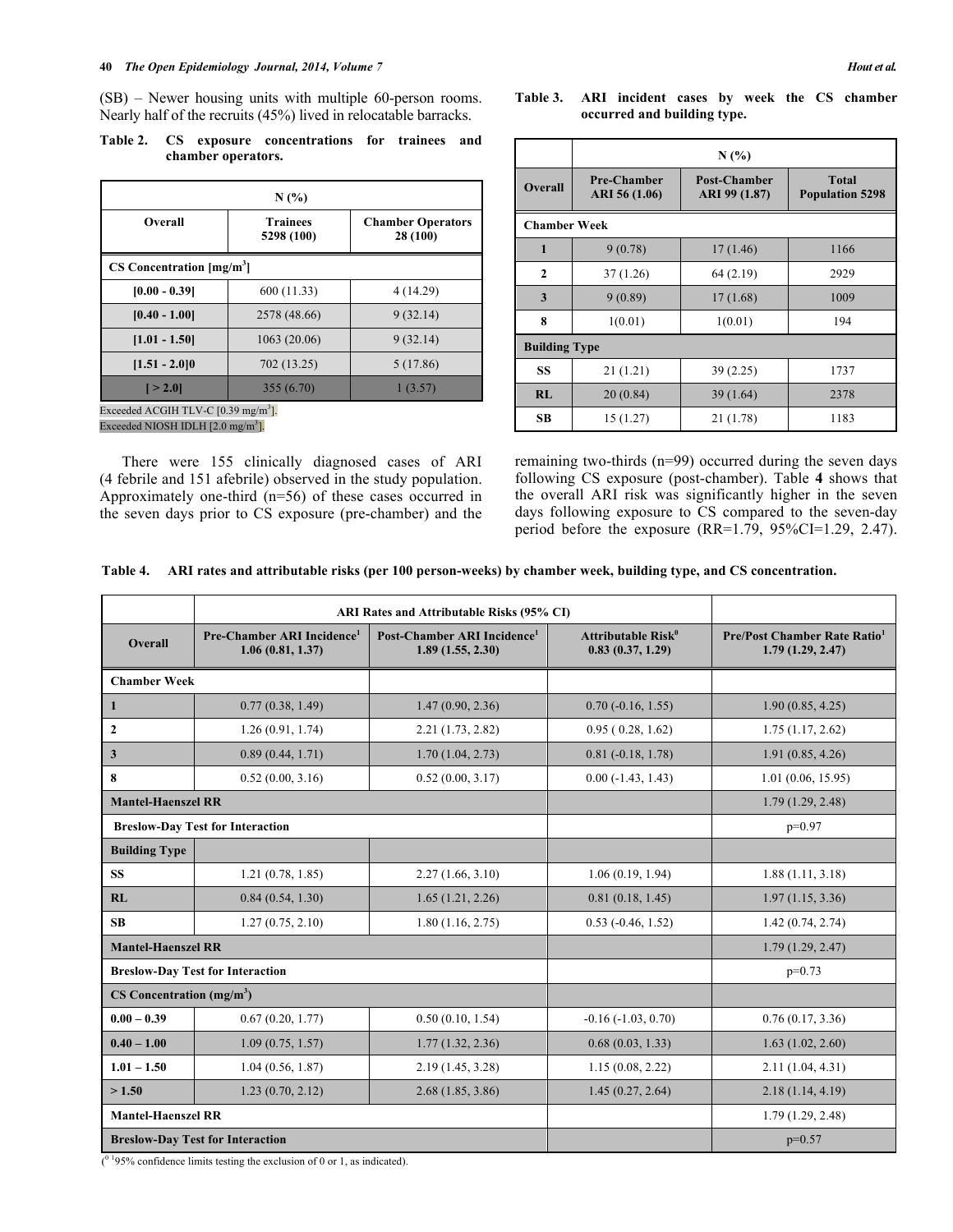(SB) – Newer housing units with multiple 60-person rooms. Nearly half of the recruits (45%) lived in relocatable barracks.

**Table 2. CS exposure concentrations for trainees and chamber operators.**

| N (%) | | |
|---|---|---|
| **Overall** | **Trainees 5298 (100)** | **Chamber Operators 28 (100)** |
| **CS Concentration [mg/m$^3$]** | | |
| **[0.00 - 0.39]** | 600 (11.33) | 4 (14.29) |
| **[0.40 - 1.00]** | 2578 (48.66) | 9 (32.14) |
| **[1.01 - 1.50]** | 1063 (20.06) | 9 (32.14) |
| **[1.51 - 2.0]0** | 702 (13.25) | 5 (17.86) |
| **[ > 2.0]** | 355 (6.70) | 1 (3.57) |

Exceeded ACGIH TLV-C [0.39 mg/m$^3$].
Exceeded NIOSH IDLH [2.0 mg/m$^3$].

There were 155 clinically diagnosed cases of ARI (4 febrile and 151 afebrile) observed in the study population. Approximately one-third (n=56) of these cases occurred in the seven days prior to CS exposure (pre-chamber) and the remaining two-thirds (n=99) occurred during the seven days following CS exposure (post-chamber). Table **4** shows that the overall ARI risk was significantly higher in the seven days following exposure to CS compared to the seven-day period before the exposure (RR=1.79, 95%CI=1.29, 2.47).

**Table 3. ARI incident cases by week the CS chamber occurred and building type.**

| | N (%) | | |
|---|---|---|---|
| **Overall** | **Pre-Chamber ARI 56 (1.06)** | **Post-Chamber ARI 99 (1.87)** | **Total Population 5298** |
| **Chamber Week** | | | |
| **1** | 9 (0.78) | 17 (1.46) | 1166 |
| **2** | 37 (1.26) | 64 (2.19) | 2929 |
| **3** | 9 (0.89) | 17 (1.68) | 1009 |
| **8** | 1(0.01) | 1(0.01) | 194 |
| **Building Type** | | | |
| **SS** | 21 (1.21) | 39 (2.25) | 1737 |
| **RL** | 20 (0.84) | 39 (1.64) | 2378 |
| **SB** | 15 (1.27) | 21 (1.78) | 1183 |

**Table 4. ARI rates and attributable risks (per 100 person-weeks) by chamber week, building type, and CS concentration.**

| | ARI Rates and Attributable Risks (95% CI) | | | |
|---|---|---|---|---|
| **Overall** | **Pre-Chamber ARI Incidence[1] 1.06 (0.81, 1.37)** | **Post-Chamber ARI Incidence[1] 1.89 (1.55, 2.30)** | **Attributable Risk[0] 0.83 (0.37, 1.29)** | **Pre/Post Chamber Rate Ratio[1] 1.79 (1.29, 2.47)** |
| **Chamber Week** | | | | |
| **1** | 0.77 (0.38, 1.49) | 1.47 (0.90, 2.36) | 0.70 (-0.16, 1.55) | 1.90 (0.85, 4.25) |
| **2** | 1.26 (0.91, 1.74) | 2.21 (1.73, 2.82) | 0.95 ( 0.28, 1.62) | 1.75 (1.17, 2.62) |
| **3** | 0.89 (0.44, 1.71) | 1.70 (1.04, 2.73) | 0.81 (-0.18, 1.78) | 1.91 (0.85, 4.26) |
| **8** | 0.52 (0.00, 3.16) | 0.52 (0.00, 3.17) | 0.00 (-1.43, 1.43) | 1.01 (0.06, 15.95) |
| **Mantel-Haenszel RR** | | | | 1.79 (1.29, 2.48) |
| **Breslow-Day Test for Interaction** | | | | p=0.97 |
| **Building Type** | | | | |
| **SS** | 1.21 (0.78, 1.85) | 2.27 (1.66, 3.10) | 1.06 (0.19, 1.94) | 1.88 (1.11, 3.18) |
| **RL** | 0.84 (0.54, 1.30) | 1.65 (1.21, 2.26) | 0.81 (0.18, 1.45) | 1.97 (1.15, 3.36) |
| **SB** | 1.27 (0.75, 2.10) | 1.80 (1.16, 2.75) | 0.53 (-0.46, 1.52) | 1.42 (0.74, 2.74) |
| **Mantel-Haenszel RR** | | | | 1.79 (1.29, 2.47) |
| **Breslow-Day Test for Interaction** | | | | p=0.73 |
| **CS Concentration (mg/m$^3$)** | | | | |
| **0.00 – 0.39** | 0.67 (0.20, 1.77) | 0.50 (0.10, 1.54) | -0.16 (-1.03, 0.70) | 0.76 (0.17, 3.36) |
| **0.40 – 1.00** | 1.09 (0.75, 1.57) | 1.77 (1.32, 2.36) | 0.68 (0.03, 1.33) | 1.63 (1.02, 2.60) |
| **1.01 – 1.50** | 1.04 (0.56, 1.87) | 2.19 (1.45, 3.28) | 1.15 (0.08, 2.22) | 2.11 (1.04, 4.31) |
| **> 1.50** | 1.23 (0.70, 2.12) | 2.68 (1.85, 3.86) | 1.45 (0.27, 2.64) | 2.18 (1.14, 4.19) |
| **Mantel-Haenszel RR** | | | | 1.79 (1.29, 2.48) |
| **Breslow-Day Test for Interaction** | | | | p=0.57 |

([0] [1] 95% confidence limits testing the exclusion of 0 or 1, as indicated).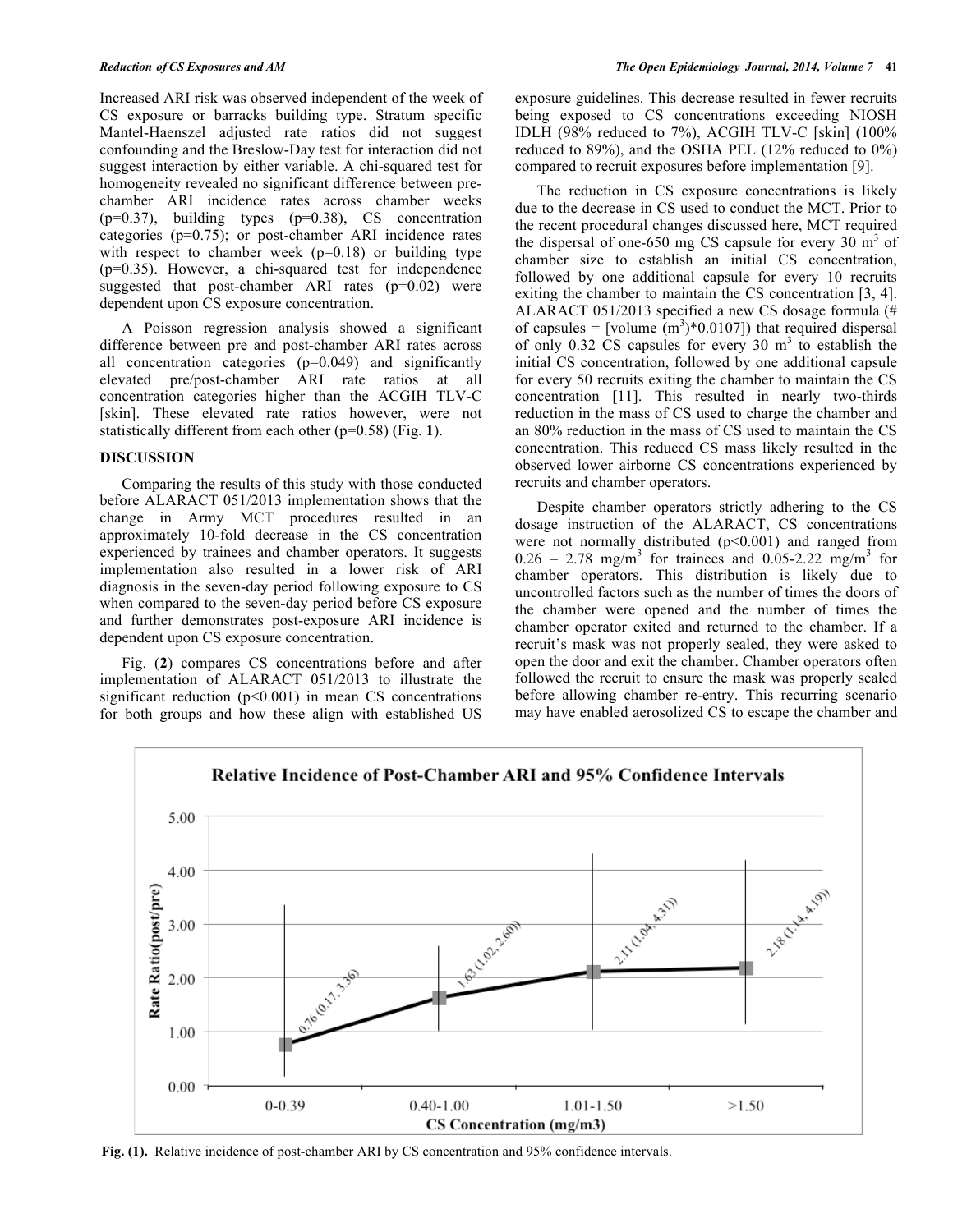Increased ARI risk was observed independent of the week of CS exposure or barracks building type. Stratum specific Mantel-Haenszel adjusted rate ratios did not suggest confounding and the Breslow-Day test for interaction did not suggest interaction by either variable. A chi-squared test for homogeneity revealed no significant difference between pre-chamber ARI incidence rates across chamber weeks ($p=0.37$), building types ($p=0.38$), CS concentration categories ($p=0.75$); or post-chamber ARI incidence rates with respect to chamber week ($p=0.18$) or building type ($p=0.35$). However, a chi-squared test for independence suggested that post-chamber ARI rates ($p=0.02$) were dependent upon CS exposure concentration.

A Poisson regression analysis showed a significant difference between pre and post-chamber ARI rates across all concentration categories ($p=0.049$) and significantly elevated pre/post-chamber ARI rate ratios at all concentration categories higher than the ACGIH TLV-C [skin]. These elevated rate ratios however, were not statistically different from each other ($p=0.58$) (Fig. **1**).

## DISCUSSION

Comparing the results of this study with those conducted before ALARACT 051/2013 implementation shows that the change in Army MCT procedures resulted in an approximately 10-fold decrease in the CS concentration experienced by trainees and chamber operators. It suggests implementation also resulted in a lower risk of ARI diagnosis in the seven-day period following exposure to CS when compared to the seven-day period before CS exposure and further demonstrates post-exposure ARI incidence is dependent upon CS exposure concentration.

Fig. (**2**) compares CS concentrations before and after implementation of ALARACT 051/2013 to illustrate the significant reduction ($p<0.001$) in mean CS concentrations for both groups and how these align with established US exposure guidelines. This decrease resulted in fewer recruits being exposed to CS concentrations exceeding NIOSH IDLH (98% reduced to 7%), ACGIH TLV-C [skin] (100% reduced to 89%), and the OSHA PEL (12% reduced to 0%) compared to recruit exposures before implementation [9].

The reduction in CS exposure concentrations is likely due to the decrease in CS used to conduct the MCT. Prior to the recent procedural changes discussed here, MCT required the dispersal of one-650 mg CS capsule for every 30 $m^3$ of chamber size to establish an initial CS concentration, followed by one additional capsule for every 10 recruits exiting the chamber to maintain the CS concentration [3, 4]. ALARACT 051/2013 specified a new CS dosage formula (# of capsules = [volume ($m^3$)*0.0107]) that required dispersal of only 0.32 CS capsules for every 30 $m^3$ to establish the initial CS concentration, followed by one additional capsule for every 50 recruits exiting the chamber to maintain the CS concentration [11]. This resulted in nearly two-thirds reduction in the mass of CS used to charge the chamber and an 80% reduction in the mass of CS used to maintain the CS concentration. This reduced CS mass likely resulted in the observed lower airborne CS concentrations experienced by recruits and chamber operators.

Despite chamber operators strictly adhering to the CS dosage instruction of the ALARACT, CS concentrations were not normally distributed ($p<0.001$) and ranged from 0.26 – 2.78 mg/$m^3$ for trainees and 0.05-2.22 mg/$m^3$ for chamber operators. This distribution is likely due to uncontrolled factors such as the number of times the doors of the chamber were opened and the number of times the chamber operator exited and returned to the chamber. If a recruit's mask was not properly sealed, they were asked to open the door and exit the chamber. Chamber operators often followed the recruit to ensure the mask was properly sealed before allowing chamber re-entry. This recurring scenario may have enabled aerosolized CS to escape the chamber and

**Fig. (1).** Relative incidence of post-chamber ARI by CS concentration and 95% confidence intervals.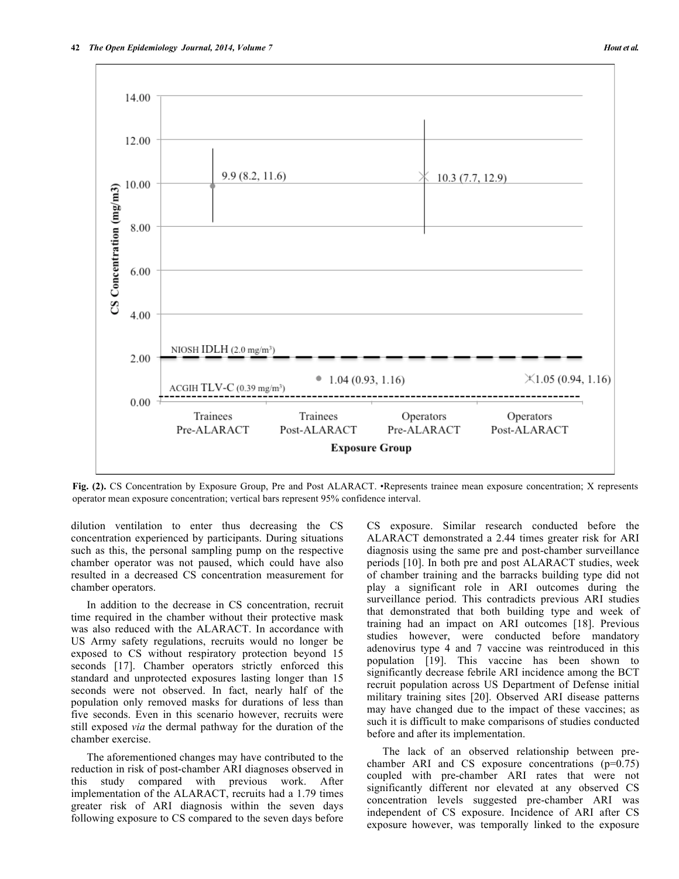**Fig. (2).** CS Concentration by Exposure Group, Pre and Post ALARACT. •Represents trainee mean exposure concentration; X represents operator mean exposure concentration; vertical bars represent 95% confidence interval.

dilution ventilation to enter thus decreasing the CS concentration experienced by participants. During situations such as this, the personal sampling pump on the respective chamber operator was not paused, which could have also resulted in a decreased CS concentration measurement for chamber operators.

In addition to the decrease in CS concentration, recruit time required in the chamber without their protective mask was also reduced with the ALARACT. In accordance with US Army safety regulations, recruits would no longer be exposed to CS without respiratory protection beyond 15 seconds [17]. Chamber operators strictly enforced this standard and unprotected exposures lasting longer than 15 seconds were not observed. In fact, nearly half of the population only removed masks for durations of less than five seconds. Even in this scenario however, recruits were still exposed *via* the dermal pathway for the duration of the chamber exercise.

The aforementioned changes may have contributed to the reduction in risk of post-chamber ARI diagnoses observed in this study compared with previous work. After implementation of the ALARACT, recruits had a 1.79 times greater risk of ARI diagnosis within the seven days following exposure to CS compared to the seven days before CS exposure. Similar research conducted before the ALARACT demonstrated a 2.44 times greater risk for ARI diagnosis using the same pre and post-chamber surveillance periods [10]. In both pre and post ALARACT studies, week of chamber training and the barracks building type did not play a significant role in ARI outcomes during the surveillance period. This contradicts previous ARI studies that demonstrated that both building type and week of training had an impact on ARI outcomes [18]. Previous studies however, were conducted before mandatory adenovirus type 4 and 7 vaccine was reintroduced in this population [19]. This vaccine has been shown to significantly decrease febrile ARI incidence among the BCT recruit population across US Department of Defense initial military training sites [20]. Observed ARI disease patterns may have changed due to the impact of these vaccines; as such it is difficult to make comparisons of studies conducted before and after its implementation.

The lack of an observed relationship between pre-chamber ARI and CS exposure concentrations ($p=0.75$) coupled with pre-chamber ARI rates that were not significantly different nor elevated at any observed CS concentration levels suggested pre-chamber ARI was independent of CS exposure. Incidence of ARI after CS exposure however, was temporally linked to the exposure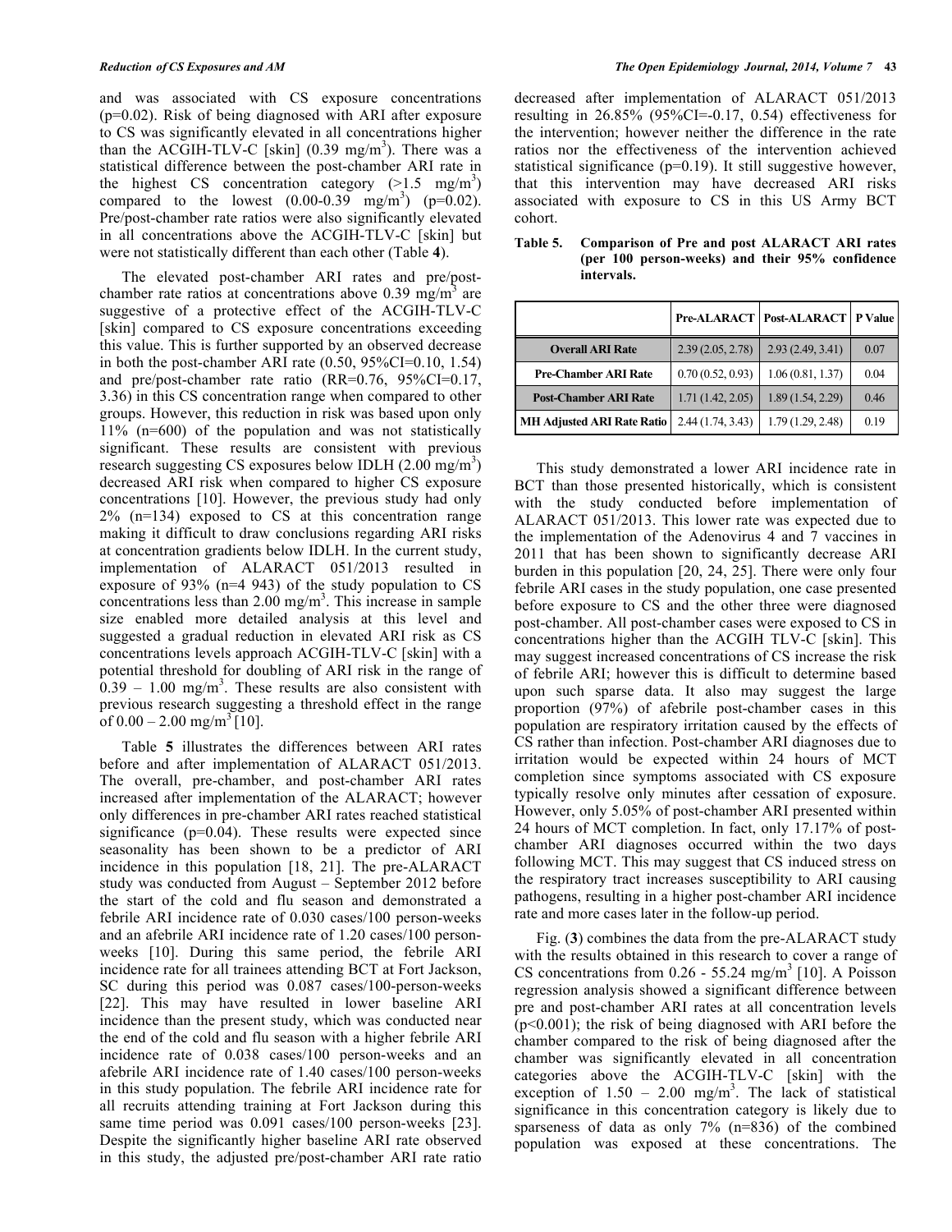and was associated with CS exposure concentrations (p=0.02). Risk of being diagnosed with ARI after exposure to CS was significantly elevated in all concentrations higher than the ACGIH-TLV-C [skin] (0.39 mg/m$^3$). There was a statistical difference between the post-chamber ARI rate in the highest CS concentration category (>1.5 mg/m$^3$) compared to the lowest (0.00-0.39 mg/m$^3$) (p=0.02). Pre/post-chamber rate ratios were also significantly elevated in all concentrations above the ACGIH-TLV-C [skin] but were not statistically different than each other (Table **4**).

The elevated post-chamber ARI rates and pre/post-chamber rate ratios at concentrations above 0.39 mg/m$^3$ are suggestive of a protective effect of the ACGIH-TLV-C [skin] compared to CS exposure concentrations exceeding this value. This is further supported by an observed decrease in both the post-chamber ARI rate (0.50, 95%CI=0.10, 1.54) and pre/post-chamber rate ratio (RR=0.76, 95%CI=0.17, 3.36) in this CS concentration range when compared to other groups. However, this reduction in risk was based upon only 11% (n=600) of the population and was not statistically significant. These results are consistent with previous research suggesting CS exposures below IDLH (2.00 mg/m$^3$) decreased ARI risk when compared to higher CS exposure concentrations [10]. However, the previous study had only 2% (n=134) exposed to CS at this concentration range making it difficult to draw conclusions regarding ARI risks at concentration gradients below IDLH. In the current study, implementation of ALARACT 051/2013 resulted in exposure of 93% (n=4 943) of the study population to CS concentrations less than 2.00 mg/m$^3$. This increase in sample size enabled more detailed analysis at this level and suggested a gradual reduction in elevated ARI risk as CS concentrations levels approach ACGIH-TLV-C [skin] with a potential threshold for doubling of ARI risk in the range of 0.39 – 1.00 mg/m$^3$. These results are also consistent with previous research suggesting a threshold effect in the range of 0.00 – 2.00 mg/m$^3$ [10].

Table **5** illustrates the differences between ARI rates before and after implementation of ALARACT 051/2013. The overall, pre-chamber, and post-chamber ARI rates increased after implementation of the ALARACT; however only differences in pre-chamber ARI rates reached statistical significance (p=0.04). These results were expected since seasonality has been shown to be a predictor of ARI incidence in this population [18, 21]. The pre-ALARACT study was conducted from August – September 2012 before the start of the cold and flu season and demonstrated a febrile ARI incidence rate of 0.030 cases/100 person-weeks and an afebrile ARI incidence rate of 1.20 cases/100 person-weeks [10]. During this same period, the febrile ARI incidence rate for all trainees attending BCT at Fort Jackson, SC during this period was 0.087 cases/100-person-weeks [22]. This may have resulted in lower baseline ARI incidence than the present study, which was conducted near the end of the cold and flu season with a higher febrile ARI incidence rate of 0.038 cases/100 person-weeks and an afebrile ARI incidence rate of 1.40 cases/100 person-weeks in this study population. The febrile ARI incidence rate for all recruits attending training at Fort Jackson during this same time period was 0.091 cases/100 person-weeks [23]. Despite the significantly higher baseline ARI rate observed in this study, the adjusted pre/post-chamber ARI rate ratio decreased after implementation of ALARACT 051/2013 resulting in 26.85% (95%CI=-0.17, 0.54) effectiveness for the intervention; however neither the difference in the rate ratios nor the effectiveness of the intervention achieved statistical significance (p=0.19). It still suggestive however, that this intervention may have decreased ARI risks associated with exposure to CS in this US Army BCT cohort.

**Table 5. Comparison of Pre and post ALARACT ARI rates (per 100 person-weeks) and their 95% confidence intervals.**

| | Pre-ALARACT | Post-ALARACT | P Value |
|---|---|---|---|
| **Overall ARI Rate** | 2.39 (2.05, 2.78) | 2.93 (2.49, 3.41) | 0.07 |
| **Pre-Chamber ARI Rate** | 0.70 (0.52, 0.93) | 1.06 (0.81, 1.37) | 0.04 |
| **Post-Chamber ARI Rate** | 1.71 (1.42, 2.05) | 1.89 (1.54, 2.29) | 0.46 |
| **MH Adjusted ARI Rate Ratio** | 2.44 (1.74, 3.43) | 1.79 (1.29, 2.48) | 0.19 |

This study demonstrated a lower ARI incidence rate in BCT than those presented historically, which is consistent with the study conducted before implementation of ALARACT 051/2013. This lower rate was expected due to the implementation of the Adenovirus 4 and 7 vaccines in 2011 that has been shown to significantly decrease ARI burden in this population [20, 24, 25]. There were only four febrile ARI cases in the study population, one case presented before exposure to CS and the other three were diagnosed post-chamber. All post-chamber cases were exposed to CS in concentrations higher than the ACGIH TLV-C [skin]. This may suggest increased concentrations of CS increase the risk of febrile ARI; however this is difficult to determine based upon such sparse data. It also may suggest the large proportion (97%) of afebrile post-chamber cases in this population are respiratory irritation caused by the effects of CS rather than infection. Post-chamber ARI diagnoses due to irritation would be expected within 24 hours of MCT completion since symptoms associated with CS exposure typically resolve only minutes after cessation of exposure. However, only 5.05% of post-chamber ARI presented within 24 hours of MCT completion. In fact, only 17.17% of post-chamber ARI diagnoses occurred within the two days following MCT. This may suggest that CS induced stress on the respiratory tract increases susceptibility to ARI causing pathogens, resulting in a higher post-chamber ARI incidence rate and more cases later in the follow-up period.

Fig. (**3**) combines the data from the pre-ALARACT study with the results obtained in this research to cover a range of CS concentrations from 0.26 - 55.24 mg/m$^3$ [10]. A Poisson regression analysis showed a significant difference between pre and post-chamber ARI rates at all concentration levels (p<0.001); the risk of being diagnosed with ARI before the chamber compared to the risk of being diagnosed after the chamber was significantly elevated in all concentration categories above the ACGIH-TLV-C [skin] with the exception of 1.50 – 2.00 mg/m$^3$. The lack of statistical significance in this concentration category is likely due to sparseness of data as only 7% (n=836) of the combined population was exposed at these concentrations. The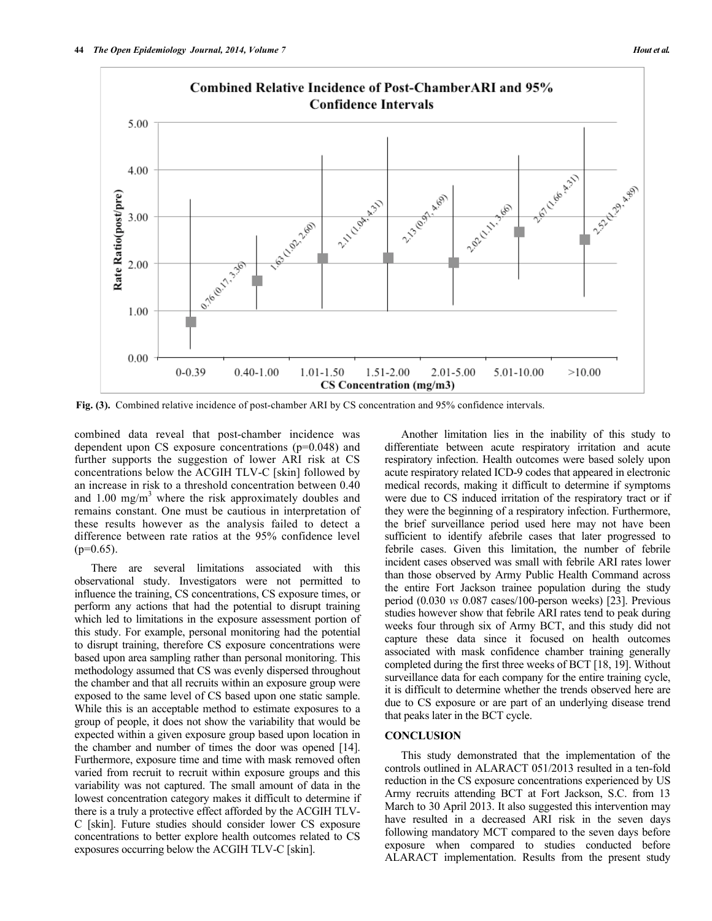**Fig. (3).** Combined relative incidence of post-chamber ARI by CS concentration and 95% confidence intervals.

combined data reveal that post-chamber incidence was dependent upon CS exposure concentrations (p=0.048) and further supports the suggestion of lower ARI risk at CS concentrations below the ACGIH TLV-C [skin] followed by an increase in risk to a threshold concentration between 0.40 and 1.00 mg/m$^3$ where the risk approximately doubles and remains constant. One must be cautious in interpretation of these results however as the analysis failed to detect a difference between rate ratios at the 95% confidence level (p=0.65).

There are several limitations associated with this observational study. Investigators were not permitted to influence the training, CS concentrations, CS exposure times, or perform any actions that had the potential to disrupt training which led to limitations in the exposure assessment portion of this study. For example, personal monitoring had the potential to disrupt training, therefore CS exposure concentrations were based upon area sampling rather than personal monitoring. This methodology assumed that CS was evenly dispersed throughout the chamber and that all recruits within an exposure group were exposed to the same level of CS based upon one static sample. While this is an acceptable method to estimate exposures to a group of people, it does not show the variability that would be expected within a given exposure group based upon location in the chamber and number of times the door was opened [14]. Furthermore, exposure time and time with mask removed often varied from recruit to recruit within exposure groups and this variability was not captured. The small amount of data in the lowest concentration category makes it difficult to determine if there is a truly a protective effect afforded by the ACGIH TLV-C [skin]. Future studies should consider lower CS exposure concentrations to better explore health outcomes related to CS exposures occurring below the ACGIH TLV-C [skin].

Another limitation lies in the inability of this study to differentiate between acute respiratory irritation and acute respiratory infection. Health outcomes were based solely upon acute respiratory related ICD-9 codes that appeared in electronic medical records, making it difficult to determine if symptoms were due to CS induced irritation of the respiratory tract or if they were the beginning of a respiratory infection. Furthermore, the brief surveillance period used here may not have been sufficient to identify afebrile cases that later progressed to febrile cases. Given this limitation, the number of febrile incident cases observed was small with febrile ARI rates lower than those observed by Army Public Health Command across the entire Fort Jackson trainee population during the study period (0.030 *vs* 0.087 cases/100-person weeks) [23]. Previous studies however show that febrile ARI rates tend to peak during weeks four through six of Army BCT, and this study did not capture these data since it focused on health outcomes associated with mask confidence chamber training generally completed during the first three weeks of BCT [18, 19]. Without surveillance data for each company for the entire training cycle, it is difficult to determine whether the trends observed here are due to CS exposure or are part of an underlying disease trend that peaks later in the BCT cycle.

## CONCLUSION

This study demonstrated that the implementation of the controls outlined in ALARACT 051/2013 resulted in a ten-fold reduction in the CS exposure concentrations experienced by US Army recruits attending BCT at Fort Jackson, S.C. from 13 March to 30 April 2013. It also suggested this intervention may have resulted in a decreased ARI risk in the seven days following mandatory MCT compared to the seven days before exposure when compared to studies conducted before ALARACT implementation. Results from the present study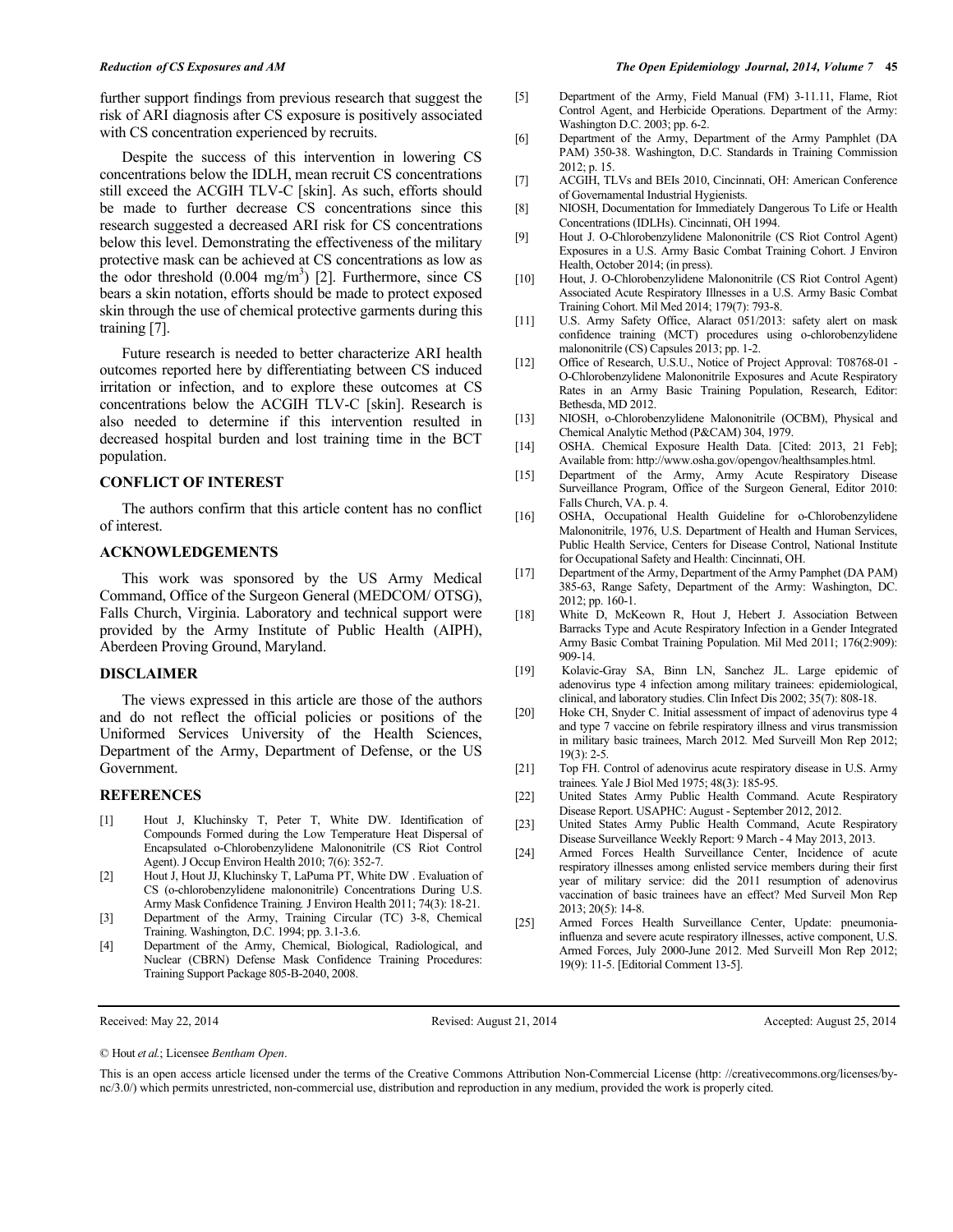further support findings from previous research that suggest the risk of ARI diagnosis after CS exposure is positively associated with CS concentration experienced by recruits.

Despite the success of this intervention in lowering CS concentrations below the IDLH, mean recruit CS concentrations still exceed the ACGIH TLV-C [skin]. As such, efforts should be made to further decrease CS concentrations since this research suggested a decreased ARI risk for CS concentrations below this level. Demonstrating the effectiveness of the military protective mask can be achieved at CS concentrations as low as the odor threshold (0.004 mg/m$^3$) [2]. Furthermore, since CS bears a skin notation, efforts should be made to protect exposed skin through the use of chemical protective garments during this training [7].

Future research is needed to better characterize ARI health outcomes reported here by differentiating between CS induced irritation or infection, and to explore these outcomes at CS concentrations below the ACGIH TLV-C [skin]. Research is also needed to determine if this intervention resulted in decreased hospital burden and lost training time in the BCT population.

## CONFLICT OF INTEREST

The authors confirm that this article content has no conflict of interest.

## ACKNOWLEDGEMENTS

This work was sponsored by the US Army Medical Command, Office of the Surgeon General (MEDCOM/ OTSG), Falls Church, Virginia. Laboratory and technical support were provided by the Army Institute of Public Health (AIPH), Aberdeen Proving Ground, Maryland.

## DISCLAIMER

The views expressed in this article are those of the authors and do not reflect the official policies or positions of the Uniformed Services University of the Health Sciences, Department of the Army, Department of Defense, or the US Government.

## REFERENCES

[1] Hout J, Kluchinsky T, Peter T, White DW. Identification of Compounds Formed during the Low Temperature Heat Dispersal of Encapsulated o-Chlorobenzylidene Malononitrile (CS Riot Control Agent). J Occup Environ Health 2010; 7(6): 352-7.

[2] Hout J, Hout JJ, Kluchinsky T, LaPuma PT, White DW . Evaluation of CS (o-chlorobenzylidene malononitrile) Concentrations During U.S. Army Mask Confidence Training. J Environ Health 2011; 74(3): 18-21.

[3] Department of the Army, Training Circular (TC) 3-8, Chemical Training. Washington, D.C. 1994; pp. 3.1-3.6.

[4] Department of the Army, Chemical, Biological, Radiological, and Nuclear (CBRN) Defense Mask Confidence Training Procedures: Training Support Package 805-B-2040, 2008.

[5] Department of the Army, Field Manual (FM) 3-11.11, Flame, Riot Control Agent, and Herbicide Operations. Department of the Army: Washington D.C. 2003; pp. 6-2.

[6] Department of the Army, Department of the Army Pamphlet (DA PAM) 350-38. Washington, D.C. Standards in Training Commission 2012; p. 15.

[7] ACGIH, TLVs and BEIs 2010, Cincinnati, OH: American Conference of Governamental Industrial Hygienists.

[8] NIOSH, Documentation for Immediately Dangerous To Life or Health Concentrations (IDLHs). Cincinnati, OH 1994.

[9] Hout J. O-Chlorobenzylidene Malononitrile (CS Riot Control Agent) Exposures in a U.S. Army Basic Combat Training Cohort. J Environ Health, October 2014; (in press).

[10] Hout, J. O-Chlorobenzylidene Malononitrile (CS Riot Control Agent) Associated Acute Respiratory Illnesses in a U.S. Army Basic Combat Training Cohort. Mil Med 2014; 179(7): 793-8.

[11] U.S. Army Safety Office, Alaract 051/2013: safety alert on mask confidence training (MCT) procedures using o-chlorobenzylidene malononitrile (CS) Capsules 2013; pp. 1-2.

[12] Office of Research, U.S.U., Notice of Project Approval: T08768-01 - O-Chlorobenzylidene Malononitrile Exposures and Acute Respiratory Rates in an Army Basic Training Population, Research, Editor: Bethesda, MD 2012.

[13] NIOSH, o-Chlorobenzylidene Malononitrile (OCBM), Physical and Chemical Analytic Method (P&CAM) 304, 1979.

[14] OSHA. Chemical Exposure Health Data. [Cited: 2013, 21 Feb]; Available from: http://www.osha.gov/opengov/healthsamples.html.

[15] Department of the Army, Army Acute Respiratory Disease Surveillance Program, Office of the Surgeon General, Editor 2010: Falls Church, VA. p. 4.

[16] OSHA, Occupational Health Guideline for o-Chlorobenzylidene Malononitrile, 1976, U.S. Department of Health and Human Services, Public Health Service, Centers for Disease Control, National Institute for Occupational Safety and Health: Cincinnati, OH.

[17] Department of the Army, Department of the Army Pamphet (DA PAM) 385-63, Range Safety, Department of the Army: Washington, DC. 2012; pp. 160-1.

[18] White D, McKeown R, Hout J, Hebert J. Association Between Barracks Type and Acute Respiratory Infection in a Gender Integrated Army Basic Combat Training Population. Mil Med 2011; 176(2:909): 909-14.

[19] Kolavic-Gray SA, Binn LN, Sanchez JL. Large epidemic of adenovirus type 4 infection among military trainees: epidemiological, clinical, and laboratory studies. Clin Infect Dis 2002; 35(7): 808-18.

[20] Hoke CH, Snyder C. Initial assessment of impact of adenovirus type 4 and type 7 vaccine on febrile respiratory illness and virus transmission in military basic trainees, March 2012. Med Surveill Mon Rep 2012; 19(3): 2-5.

[21] Top FH. Control of adenovirus acute respiratory disease in U.S. Army trainees. Yale J Biol Med 1975; 48(3): 185-95.

[22] United States Army Public Health Command. Acute Respiratory Disease Report. USAPHC: August - September 2012, 2012.

[23] United States Army Public Health Command, Acute Respiratory Disease Surveillance Weekly Report: 9 March - 4 May 2013, 2013.

[24] Armed Forces Health Surveillance Center, Incidence of acute respiratory illnesses among enlisted service members during their first year of military service: did the 2011 resumption of adenovirus vaccination of basic trainees have an effect? Med Surveil Mon Rep 2013; 20(5): 14-8.

[25] Armed Forces Health Surveillance Center, Update: pneumonia-influenza and severe acute respiratory illnesses, active component, U.S. Armed Forces, July 2000-June 2012. Med Surveill Mon Rep 2012; 19(9): 11-5. [Editorial Comment 13-5].

Received: May 22, 2014 Revised: August 21, 2014 Accepted: August 25, 2014

© Hout *et al.*; Licensee *Bentham Open*.

This is an open access article licensed under the terms of the Creative Commons Attribution Non-Commercial License (http: //creativecommons.org/licenses/by-nc/3.0/) which permits unrestricted, non-commercial use, distribution and reproduction in any medium, provided the work is properly cited.